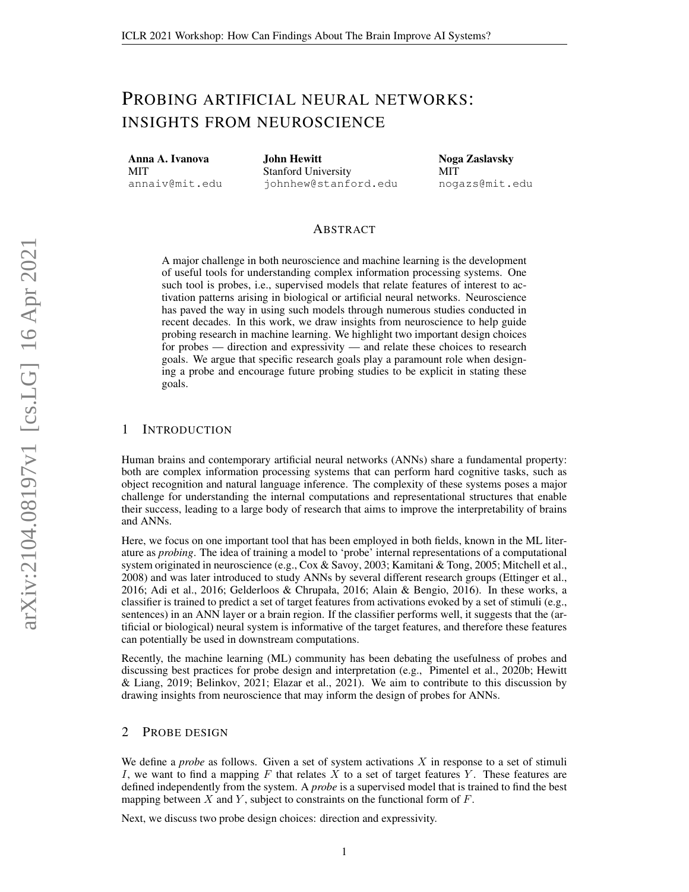# Probing artificial neural networks: insights from neuroscience

**Anna A. Ivanova**
MIT
annaiv@mit.edu

**John Hewitt**
Stanford University
johnhew@stanford.edu

**Noga Zaslavsky**
MIT
nogazs@mit.edu

## Abstract

A major challenge in both neuroscience and machine learning is the development of useful tools for understanding complex information processing systems. One such tool is probes, i.e., supervised models that relate features of interest to activation patterns arising in biological or artificial neural networks. Neuroscience has paved the way in using such models through numerous studies conducted in recent decades. In this work, we draw insights from neuroscience to help guide probing research in machine learning. We highlight two important design choices for probes — direction and expressivity — and relate these choices to research goals. We argue that specific research goals play a paramount role when designing a probe and encourage future probing studies to be explicit in stating these goals.

## 1 Introduction

Human brains and contemporary artificial neural networks (ANNs) share a fundamental property: both are complex information processing systems that can perform hard cognitive tasks, such as object recognition and natural language inference. The complexity of these systems poses a major challenge for understanding the internal computations and representational structures that enable their success, leading to a large body of research that aims to improve the interpretability of brains and ANNs.

Here, we focus on one important tool that has been employed in both fields, known in the ML literature as *probing*. The idea of training a model to 'probe' internal representations of a computational system originated in neuroscience (e.g., Cox & Savoy, 2003; Kamitani & Tong, 2005; Mitchell et al., 2008) and was later introduced to study ANNs by several different research groups (Ettinger et al., 2016; Adi et al., 2016; Gelderloos & Chrupała, 2016; Alain & Bengio, 2016). In these works, a classifier is trained to predict a set of target features from activations evoked by a set of stimuli (e.g., sentences) in an ANN layer or a brain region. If the classifier performs well, it suggests that the (artificial or biological) neural system is informative of the target features, and therefore these features can potentially be used in downstream computations.

Recently, the machine learning (ML) community has been debating the usefulness of probes and discussing best practices for probe design and interpretation (e.g., Pimentel et al., 2020b; Hewitt & Liang, 2019; Belinkov, 2021; Elazar et al., 2021). We aim to contribute to this discussion by drawing insights from neuroscience that may inform the design of probes for ANNs.

## 2 Probe design

We define a *probe* as follows. Given a set of system activations $X$ in response to a set of stimuli $I$, we want to find a mapping $F$ that relates $X$ to a set of target features $Y$. These features are defined independently from the system. A *probe* is a supervised model that is trained to find the best mapping between $X$ and $Y$, subject to constraints on the functional form of $F$.

Next, we discuss two probe design choices: direction and expressivity.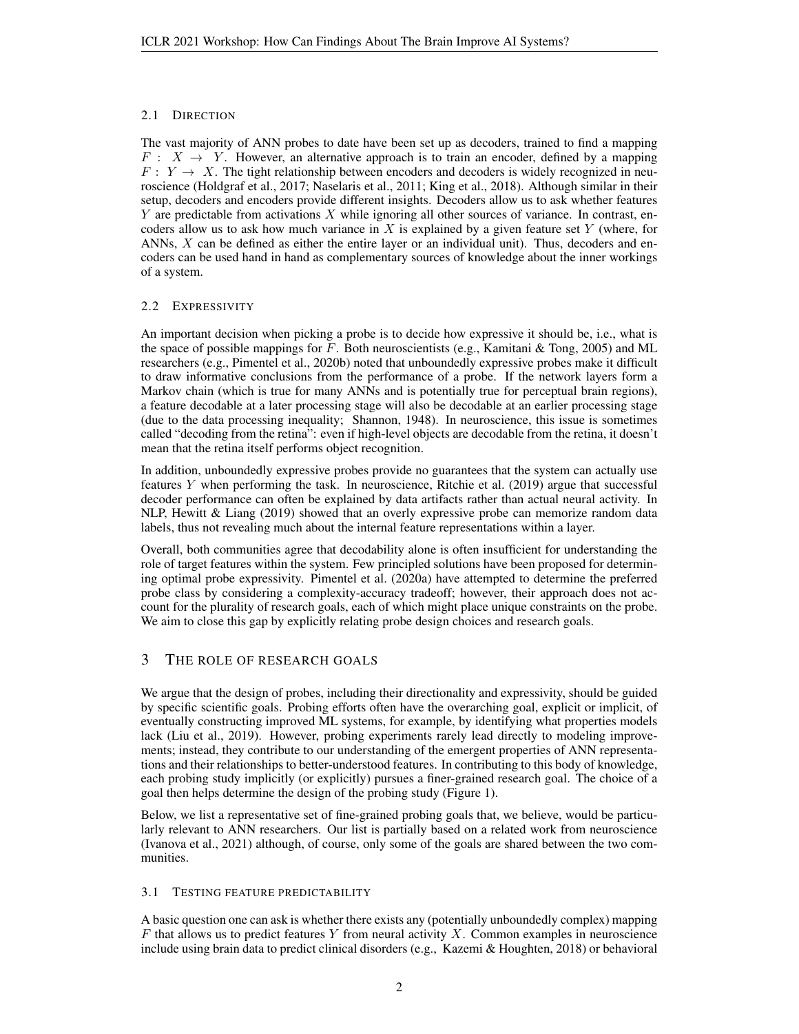### 2.1 Direction

The vast majority of ANN probes to date have been set up as decoders, trained to find a mapping $F: X \rightarrow Y$. However, an alternative approach is to train an encoder, defined by a mapping $F: Y \rightarrow X$. The tight relationship between encoders and decoders is widely recognized in neuroscience (Holdgraf et al., 2017; Naselaris et al., 2011; King et al., 2018). Although similar in their setup, decoders and encoders provide different insights. Decoders allow us to ask whether features $Y$ are predictable from activations $X$ while ignoring all other sources of variance. In contrast, encoders allow us to ask how much variance in $X$ is explained by a given feature set $Y$ (where, for ANNs, $X$ can be defined as either the entire layer or an individual unit). Thus, decoders and encoders can be used hand in hand as complementary sources of knowledge about the inner workings of a system.

### 2.2 Expressivity

An important decision when picking a probe is to decide how expressive it should be, i.e., what is the space of possible mappings for $F$. Both neuroscientists (e.g., Kamitani & Tong, 2005) and ML researchers (e.g., Pimentel et al., 2020b) noted that unboundedly expressive probes make it difficult to draw informative conclusions from the performance of a probe. If the network layers form a Markov chain (which is true for many ANNs and is potentially true for perceptual brain regions), a feature decodable at a later processing stage will also be decodable at an earlier processing stage (due to the data processing inequality; Shannon, 1948). In neuroscience, this issue is sometimes called "decoding from the retina": even if high-level objects are decodable from the retina, it doesn't mean that the retina itself performs object recognition.

In addition, unboundedly expressive probes provide no guarantees that the system can actually use features $Y$ when performing the task. In neuroscience, Ritchie et al. (2019) argue that successful decoder performance can often be explained by data artifacts rather than actual neural activity. In NLP, Hewitt & Liang (2019) showed that an overly expressive probe can memorize random data labels, thus not revealing much about the internal feature representations within a layer.

Overall, both communities agree that decodability alone is often insufficient for understanding the role of target features within the system. Few principled solutions have been proposed for determining optimal probe expressivity. Pimentel et al. (2020a) have attempted to determine the preferred probe class by considering a complexity-accuracy tradeoff; however, their approach does not account for the plurality of research goals, each of which might place unique constraints on the probe. We aim to close this gap by explicitly relating probe design choices and research goals.

## 3 The role of research goals

We argue that the design of probes, including their directionality and expressivity, should be guided by specific scientific goals. Probing efforts often have the overarching goal, explicit or implicit, of eventually constructing improved ML systems, for example, by identifying what properties models lack (Liu et al., 2019). However, probing experiments rarely lead directly to modeling improvements; instead, they contribute to our understanding of the emergent properties of ANN representations and their relationships to better-understood features. In contributing to this body of knowledge, each probing study implicitly (or explicitly) pursues a finer-grained research goal. The choice of a goal then helps determine the design of the probing study (Figure 1).

Below, we list a representative set of fine-grained probing goals that, we believe, would be particularly relevant to ANN researchers. Our list is partially based on a related work from neuroscience (Ivanova et al., 2021) although, of course, only some of the goals are shared between the two communities.

### 3.1 Testing feature predictability

A basic question one can ask is whether there exists any (potentially unboundedly complex) mapping $F$ that allows us to predict features $Y$ from neural activity $X$. Common examples in neuroscience include using brain data to predict clinical disorders (e.g., Kazemi & Houghten, 2018) or behavioral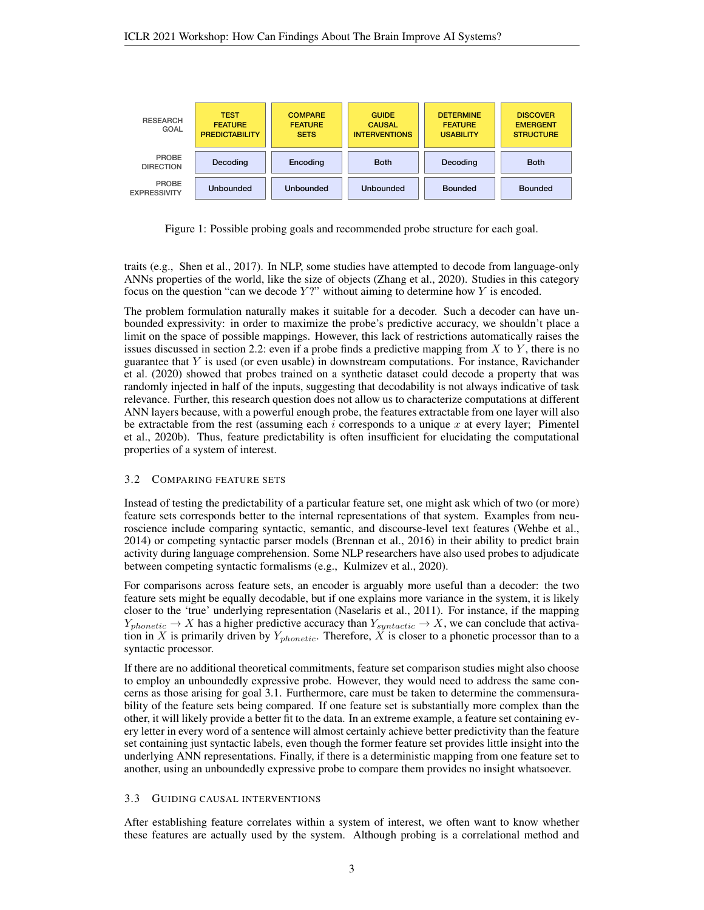| RESEARCH GOAL | TEST FEATURE PREDICTABILITY | COMPARE FEATURE SETS | GUIDE CAUSAL INTERVENTIONS | DETERMINE FEATURE USABILITY | DISCOVER EMERGENT STRUCTURE |
|---|---|---|---|---|---|
| PROBE DIRECTION | Decoding | Encoding | Both | Decoding | Both |
| PROBE EXPRESSIVITY | Unbounded | Unbounded | Unbounded | Bounded | Bounded |

Figure 1: Possible probing goals and recommended probe structure for each goal.

traits (e.g., Shen et al., 2017). In NLP, some studies have attempted to decode from language-only ANNs properties of the world, like the size of objects (Zhang et al., 2020). Studies in this category focus on the question "can we decode $Y$?" without aiming to determine how $Y$ is encoded.

The problem formulation naturally makes it suitable for a decoder. Such a decoder can have unbounded expressivity: in order to maximize the probe's predictive accuracy, we shouldn't place a limit on the space of possible mappings. However, this lack of restrictions automatically raises the issues discussed in section 2.2: even if a probe finds a predictive mapping from $X$ to $Y$, there is no guarantee that $Y$ is used (or even usable) in downstream computations. For instance, Ravichander et al. (2020) showed that probes trained on a synthetic dataset could decode a property that was randomly injected in half of the inputs, suggesting that decodability is not always indicative of task relevance. Further, this research question does not allow us to characterize computations at different ANN layers because, with a powerful enough probe, the features extractable from one layer will also be extractable from the rest (assuming each $i$ corresponds to a unique $x$ at every layer; Pimentel et al., 2020b). Thus, feature predictability is often insufficient for elucidating the computational properties of a system of interest.

### 3.2 Comparing feature sets

Instead of testing the predictability of a particular feature set, one might ask which of two (or more) feature sets corresponds better to the internal representations of that system. Examples from neuroscience include comparing syntactic, semantic, and discourse-level text features (Wehbe et al., 2014) or competing syntactic parser models (Brennan et al., 2016) in their ability to predict brain activity during language comprehension. Some NLP researchers have also used probes to adjudicate between competing syntactic formalisms (e.g., Kulmizev et al., 2020).

For comparisons across feature sets, an encoder is arguably more useful than a decoder: the two feature sets might be equally decodable, but if one explains more variance in the system, it is likely closer to the 'true' underlying representation (Naselaris et al., 2011). For instance, if the mapping $Y_{phonetic} \rightarrow X$ has a higher predictive accuracy than $Y_{syntactic} \rightarrow X$, we can conclude that activation in $X$ is primarily driven by $Y_{phonetic}$. Therefore, $X$ is closer to a phonetic processor than to a syntactic processor.

If there are no additional theoretical commitments, feature set comparison studies might also choose to employ an unboundedly expressive probe. However, they would need to address the same concerns as those arising for goal 3.1. Furthermore, care must be taken to determine the commensurability of the feature sets being compared. If one feature set is substantially more complex than the other, it will likely provide a better fit to the data. In an extreme example, a feature set containing every letter in every word of a sentence will almost certainly achieve better predictivity than the feature set containing just syntactic labels, even though the former feature set provides little insight into the underlying ANN representations. Finally, if there is a deterministic mapping from one feature set to another, using an unboundedly expressive probe to compare them provides no insight whatsoever.

### 3.3 Guiding causal interventions

After establishing feature correlates within a system of interest, we often want to know whether these features are actually used by the system. Although probing is a correlational method and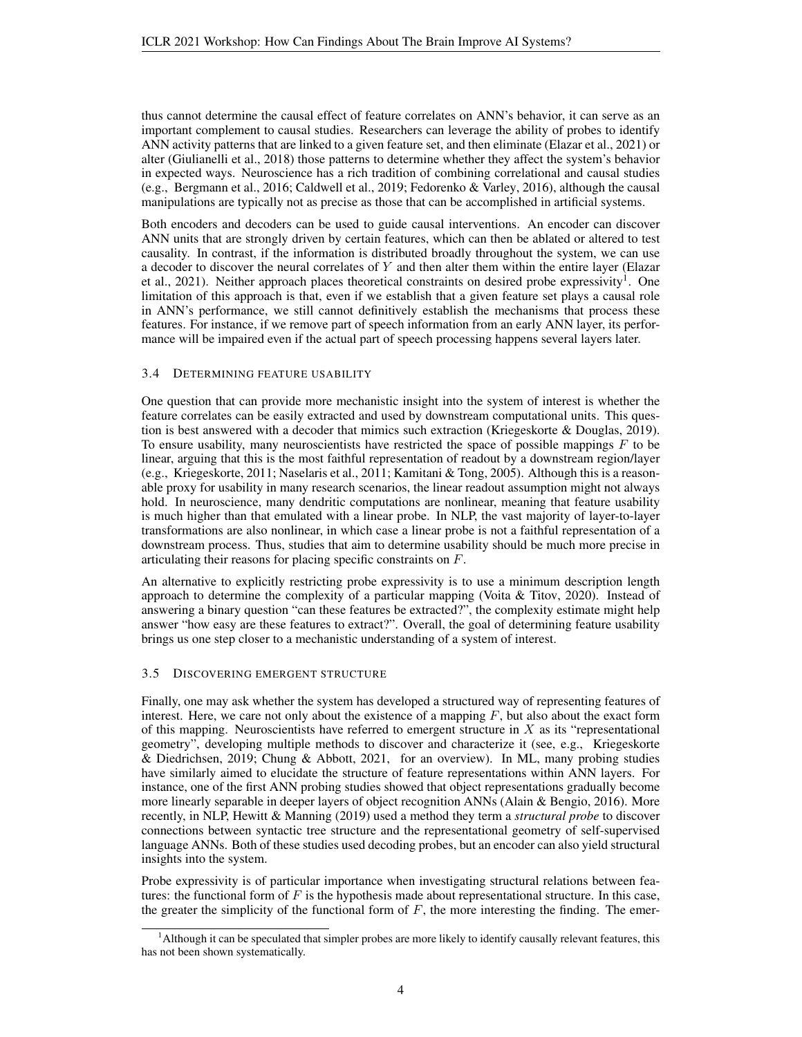thus cannot determine the causal effect of feature correlates on ANN's behavior, it can serve as an important complement to causal studies. Researchers can leverage the ability of probes to identify ANN activity patterns that are linked to a given feature set, and then eliminate (Elazar et al., 2021) or alter (Giulianelli et al., 2018) those patterns to determine whether they affect the system's behavior in expected ways. Neuroscience has a rich tradition of combining correlational and causal studies (e.g., Bergmann et al., 2016; Caldwell et al., 2019; Fedorenko & Varley, 2016), although the causal manipulations are typically not as precise as those that can be accomplished in artificial systems.

Both encoders and decoders can be used to guide causal interventions. An encoder can discover ANN units that are strongly driven by certain features, which can then be ablated or altered to test causality. In contrast, if the information is distributed broadly throughout the system, we can use a decoder to discover the neural correlates of $Y$ and then alter them within the entire layer (Elazar et al., 2021). Neither approach places theoretical constraints on desired probe expressivity[1]. One limitation of this approach is that, even if we establish that a given feature set plays a causal role in ANN's performance, we still cannot definitively establish the mechanisms that process these features. For instance, if we remove part of speech information from an early ANN layer, its performance will be impaired even if the actual part of speech processing happens several layers later.

### 3.4 Determining feature usability

One question that can provide more mechanistic insight into the system of interest is whether the feature correlates can be easily extracted and used by downstream computational units. This question is best answered with a decoder that mimics such extraction (Kriegeskorte & Douglas, 2019). To ensure usability, many neuroscientists have restricted the space of possible mappings $F$ to be linear, arguing that this is the most faithful representation of readout by a downstream region/layer (e.g., Kriegeskorte, 2011; Naselaris et al., 2011; Kamitani & Tong, 2005). Although this is a reasonable proxy for usability in many research scenarios, the linear readout assumption might not always hold. In neuroscience, many dendritic computations are nonlinear, meaning that feature usability is much higher than that emulated with a linear probe. In NLP, the vast majority of layer-to-layer transformations are also nonlinear, in which case a linear probe is not a faithful representation of a downstream process. Thus, studies that aim to determine usability should be much more precise in articulating their reasons for placing specific constraints on $F$.

An alternative to explicitly restricting probe expressivity is to use a minimum description length approach to determine the complexity of a particular mapping (Voita & Titov, 2020). Instead of answering a binary question "can these features be extracted?", the complexity estimate might help answer "how easy are these features to extract?". Overall, the goal of determining feature usability brings us one step closer to a mechanistic understanding of a system of interest.

### 3.5 Discovering emergent structure

Finally, one may ask whether the system has developed a structured way of representing features of interest. Here, we care not only about the existence of a mapping $F$, but also about the exact form of this mapping. Neuroscientists have referred to emergent structure in $X$ as its "representational geometry", developing multiple methods to discover and characterize it (see, e.g., Kriegeskorte & Diedrichsen, 2019; Chung & Abbott, 2021, for an overview). In ML, many probing studies have similarly aimed to elucidate the structure of feature representations within ANN layers. For instance, one of the first ANN probing studies showed that object representations gradually become more linearly separable in deeper layers of object recognition ANNs (Alain & Bengio, 2016). More recently, in NLP, Hewitt & Manning (2019) used a method they term a *structural probe* to discover connections between syntactic tree structure and the representational geometry of self-supervised language ANNs. Both of these studies used decoding probes, but an encoder can also yield structural insights into the system.

Probe expressivity is of particular importance when investigating structural relations between features: the functional form of $F$ is the hypothesis made about representational structure. In this case, the greater the simplicity of the functional form of $F$, the more interesting the finding. The emer-

[1] Although it can be speculated that simpler probes are more likely to identify causally relevant features, this has not been shown systematically.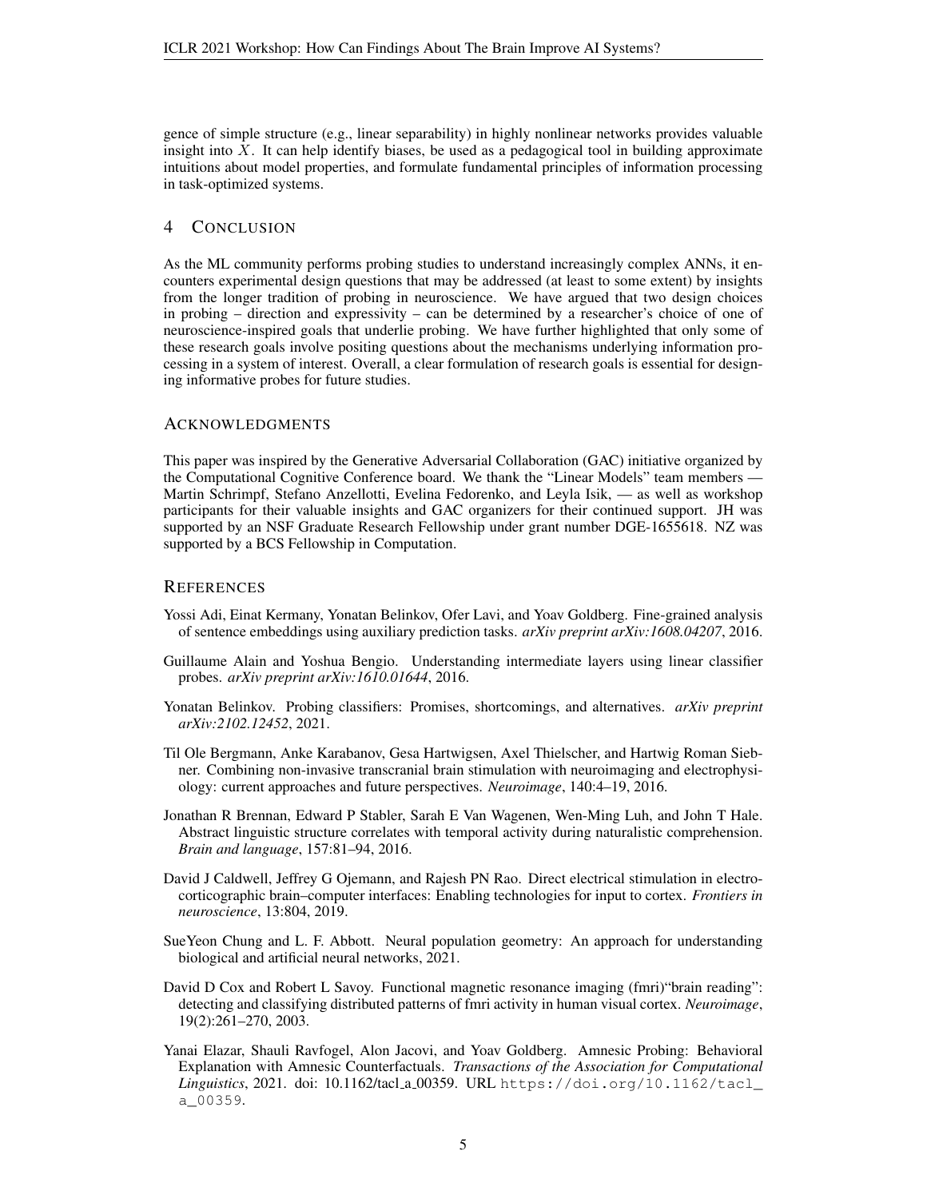gence of simple structure (e.g., linear separability) in highly nonlinear networks provides valuable insight into $X$. It can help identify biases, be used as a pedagogical tool in building approximate intuitions about model properties, and formulate fundamental principles of information processing in task-optimized systems.

## 4 Conclusion

As the ML community performs probing studies to understand increasingly complex ANNs, it encounters experimental design questions that may be addressed (at least to some extent) by insights from the longer tradition of probing in neuroscience. We have argued that two design choices in probing – direction and expressivity – can be determined by a researcher's choice of one of neuroscience-inspired goals that underlie probing. We have further highlighted that only some of these research goals involve positing questions about the mechanisms underlying information processing in a system of interest. Overall, a clear formulation of research goals is essential for designing informative probes for future studies.

## Acknowledgments

This paper was inspired by the Generative Adversarial Collaboration (GAC) initiative organized by the Computational Cognitive Conference board. We thank the "Linear Models" team members — Martin Schrimpf, Stefano Anzellotti, Evelina Fedorenko, and Leyla Isik, — as well as workshop participants for their valuable insights and GAC organizers for their continued support. JH was supported by an NSF Graduate Research Fellowship under grant number DGE-1655618. NZ was supported by a BCS Fellowship in Computation.

## References

Yossi Adi, Einat Kermany, Yonatan Belinkov, Ofer Lavi, and Yoav Goldberg. Fine-grained analysis of sentence embeddings using auxiliary prediction tasks. *arXiv preprint arXiv:1608.04207*, 2016.

Guillaume Alain and Yoshua Bengio. Understanding intermediate layers using linear classifier probes. *arXiv preprint arXiv:1610.01644*, 2016.

Yonatan Belinkov. Probing classifiers: Promises, shortcomings, and alternatives. *arXiv preprint arXiv:2102.12452*, 2021.

Til Ole Bergmann, Anke Karabanov, Gesa Hartwigsen, Axel Thielscher, and Hartwig Roman Siebner. Combining non-invasive transcranial brain stimulation with neuroimaging and electrophysiology: current approaches and future perspectives. *Neuroimage*, 140:4–19, 2016.

Jonathan R Brennan, Edward P Stabler, Sarah E Van Wagenen, Wen-Ming Luh, and John T Hale. Abstract linguistic structure correlates with temporal activity during naturalistic comprehension. *Brain and language*, 157:81–94, 2016.

David J Caldwell, Jeffrey G Ojemann, and Rajesh PN Rao. Direct electrical stimulation in electrocorticographic brain–computer interfaces: Enabling technologies for input to cortex. *Frontiers in neuroscience*, 13:804, 2019.

SueYeon Chung and L. F. Abbott. Neural population geometry: An approach for understanding biological and artificial neural networks, 2021.

David D Cox and Robert L Savoy. Functional magnetic resonance imaging (fmri)"brain reading": detecting and classifying distributed patterns of fmri activity in human visual cortex. *Neuroimage*, 19(2):261–270, 2003.

Yanai Elazar, Shauli Ravfogel, Alon Jacovi, and Yoav Goldberg. Amnesic Probing: Behavioral Explanation with Amnesic Counterfactuals. *Transactions of the Association for Computational Linguistics*, 2021. doi: 10.1162/tacl_a_00359. URL https://doi.org/10.1162/tacl_a_00359.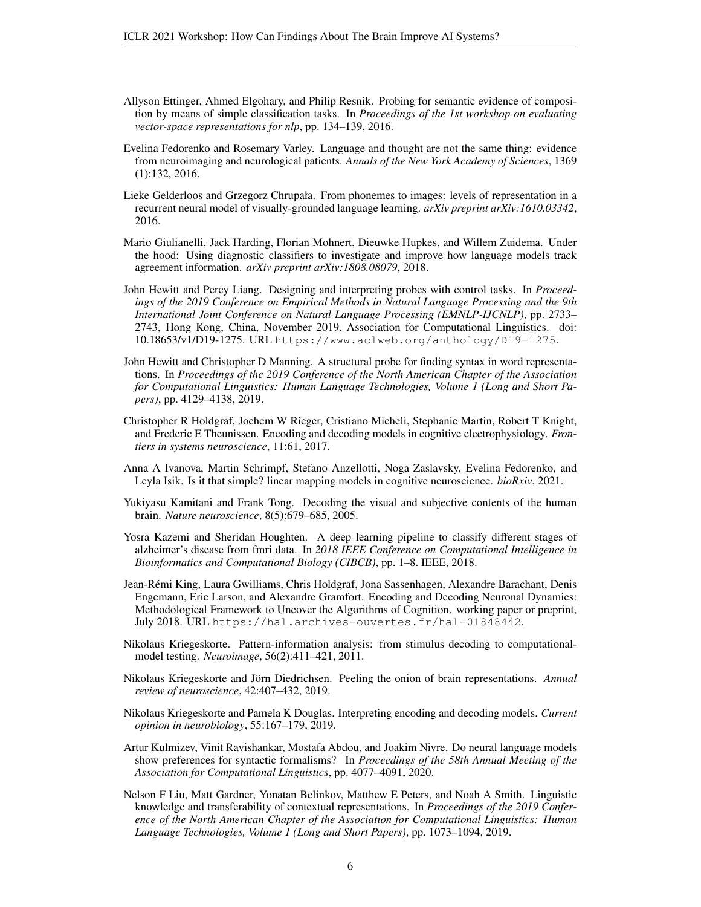Allyson Ettinger, Ahmed Elgohary, and Philip Resnik. Probing for semantic evidence of composition by means of simple classification tasks. In *Proceedings of the 1st workshop on evaluating vector-space representations for nlp*, pp. 134–139, 2016.

Evelina Fedorenko and Rosemary Varley. Language and thought are not the same thing: evidence from neuroimaging and neurological patients. *Annals of the New York Academy of Sciences*, 1369 (1):132, 2016.

Lieke Gelderloos and Grzegorz Chrupała. From phonemes to images: levels of representation in a recurrent neural model of visually-grounded language learning. *arXiv preprint arXiv:1610.03342*, 2016.

Mario Giulianelli, Jack Harding, Florian Mohnert, Dieuwke Hupkes, and Willem Zuidema. Under the hood: Using diagnostic classifiers to investigate and improve how language models track agreement information. *arXiv preprint arXiv:1808.08079*, 2018.

John Hewitt and Percy Liang. Designing and interpreting probes with control tasks. In *Proceedings of the 2019 Conference on Empirical Methods in Natural Language Processing and the 9th International Joint Conference on Natural Language Processing (EMNLP-IJCNLP)*, pp. 2733–2743, Hong Kong, China, November 2019. Association for Computational Linguistics. doi: 10.18653/v1/D19-1275. URL https://www.aclweb.org/anthology/D19-1275.

John Hewitt and Christopher D Manning. A structural probe for finding syntax in word representations. In *Proceedings of the 2019 Conference of the North American Chapter of the Association for Computational Linguistics: Human Language Technologies, Volume 1 (Long and Short Papers)*, pp. 4129–4138, 2019.

Christopher R Holdgraf, Jochem W Rieger, Cristiano Micheli, Stephanie Martin, Robert T Knight, and Frederic E Theunissen. Encoding and decoding models in cognitive electrophysiology. *Frontiers in systems neuroscience*, 11:61, 2017.

Anna A Ivanova, Martin Schrimpf, Stefano Anzellotti, Noga Zaslavsky, Evelina Fedorenko, and Leyla Isik. Is it that simple? linear mapping models in cognitive neuroscience. *bioRxiv*, 2021.

Yukiyasu Kamitani and Frank Tong. Decoding the visual and subjective contents of the human brain. *Nature neuroscience*, 8(5):679–685, 2005.

Yosra Kazemi and Sheridan Houghten. A deep learning pipeline to classify different stages of alzheimer's disease from fmri data. In *2018 IEEE Conference on Computational Intelligence in Bioinformatics and Computational Biology (CIBCB)*, pp. 1–8. IEEE, 2018.

Jean-Rémi King, Laura Gwilliams, Chris Holdgraf, Jona Sassenhagen, Alexandre Barachant, Denis Engemann, Eric Larson, and Alexandre Gramfort. Encoding and Decoding Neuronal Dynamics: Methodological Framework to Uncover the Algorithms of Cognition. working paper or preprint, July 2018. URL https://hal.archives-ouvertes.fr/hal-01848442.

Nikolaus Kriegeskorte. Pattern-information analysis: from stimulus decoding to computational-model testing. *Neuroimage*, 56(2):411–421, 2011.

Nikolaus Kriegeskorte and Jörn Diedrichsen. Peeling the onion of brain representations. *Annual review of neuroscience*, 42:407–432, 2019.

Nikolaus Kriegeskorte and Pamela K Douglas. Interpreting encoding and decoding models. *Current opinion in neurobiology*, 55:167–179, 2019.

Artur Kulmizev, Vinit Ravishankar, Mostafa Abdou, and Joakim Nivre. Do neural language models show preferences for syntactic formalisms? In *Proceedings of the 58th Annual Meeting of the Association for Computational Linguistics*, pp. 4077–4091, 2020.

Nelson F Liu, Matt Gardner, Yonatan Belinkov, Matthew E Peters, and Noah A Smith. Linguistic knowledge and transferability of contextual representations. In *Proceedings of the 2019 Conference of the North American Chapter of the Association for Computational Linguistics: Human Language Technologies, Volume 1 (Long and Short Papers)*, pp. 1073–1094, 2019.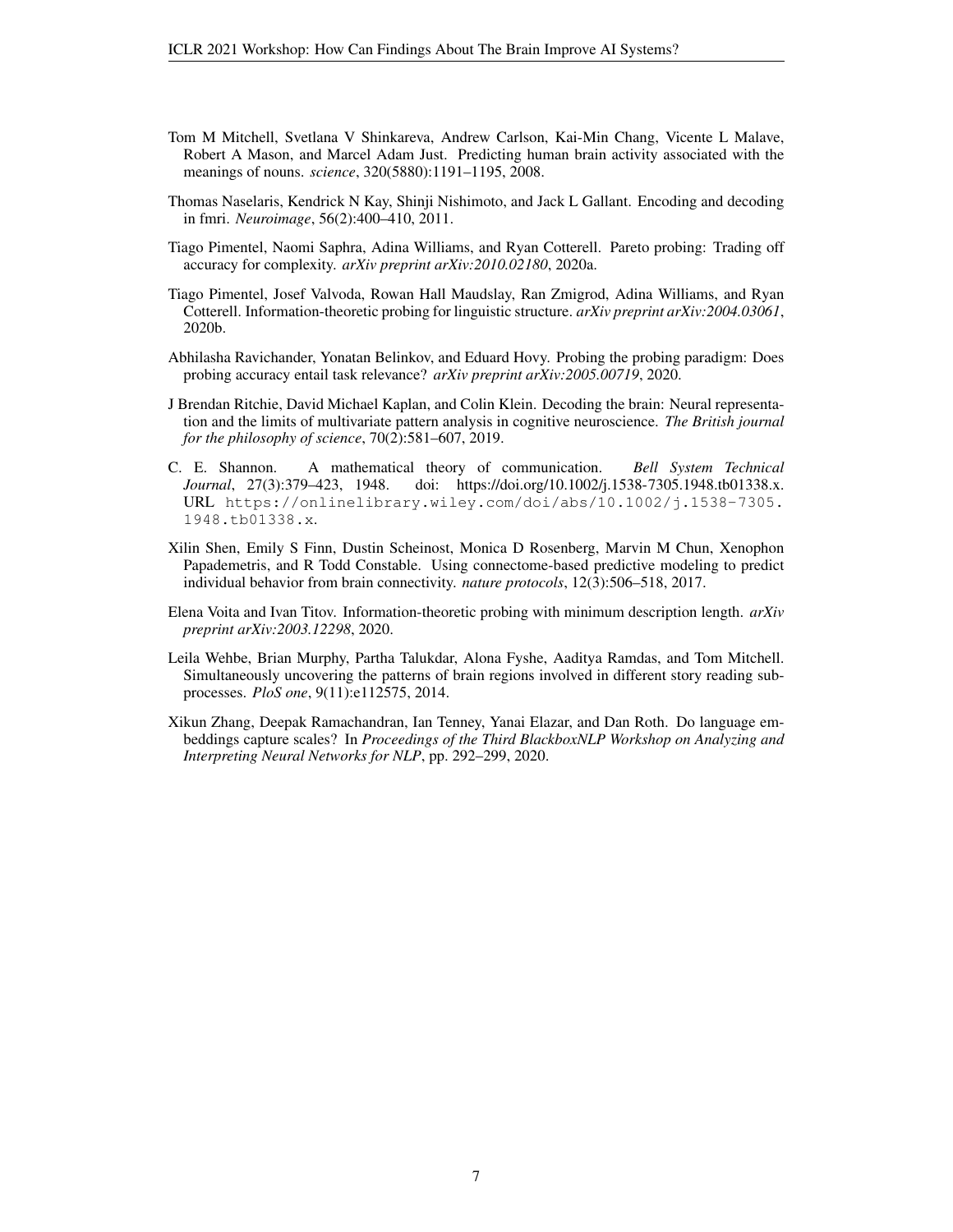Tom M Mitchell, Svetlana V Shinkareva, Andrew Carlson, Kai-Min Chang, Vicente L Malave, Robert A Mason, and Marcel Adam Just. Predicting human brain activity associated with the meanings of nouns. *science*, 320(5880):1191–1195, 2008.

Thomas Naselaris, Kendrick N Kay, Shinji Nishimoto, and Jack L Gallant. Encoding and decoding in fmri. *Neuroimage*, 56(2):400–410, 2011.

Tiago Pimentel, Naomi Saphra, Adina Williams, and Ryan Cotterell. Pareto probing: Trading off accuracy for complexity. *arXiv preprint arXiv:2010.02180*, 2020a.

Tiago Pimentel, Josef Valvoda, Rowan Hall Maudslay, Ran Zmigrod, Adina Williams, and Ryan Cotterell. Information-theoretic probing for linguistic structure. *arXiv preprint arXiv:2004.03061*, 2020b.

Abhilasha Ravichander, Yonatan Belinkov, and Eduard Hovy. Probing the probing paradigm: Does probing accuracy entail task relevance? *arXiv preprint arXiv:2005.00719*, 2020.

J Brendan Ritchie, David Michael Kaplan, and Colin Klein. Decoding the brain: Neural representation and the limits of multivariate pattern analysis in cognitive neuroscience. *The British journal for the philosophy of science*, 70(2):581–607, 2019.

C. E. Shannon. A mathematical theory of communication. *Bell System Technical Journal*, 27(3):379–423, 1948. doi: https://doi.org/10.1002/j.1538-7305.1948.tb01338.x. URL `https://onlinelibrary.wiley.com/doi/abs/10.1002/j.1538-7305.1948.tb01338.x`.

Xilin Shen, Emily S Finn, Dustin Scheinost, Monica D Rosenberg, Marvin M Chun, Xenophon Papademetris, and R Todd Constable. Using connectome-based predictive modeling to predict individual behavior from brain connectivity. *nature protocols*, 12(3):506–518, 2017.

Elena Voita and Ivan Titov. Information-theoretic probing with minimum description length. *arXiv preprint arXiv:2003.12298*, 2020.

Leila Wehbe, Brian Murphy, Partha Talukdar, Alona Fyshe, Aaditya Ramdas, and Tom Mitchell. Simultaneously uncovering the patterns of brain regions involved in different story reading subprocesses. *PloS one*, 9(11):e112575, 2014.

Xikun Zhang, Deepak Ramachandran, Ian Tenney, Yanai Elazar, and Dan Roth. Do language embeddings capture scales? In *Proceedings of the Third BlackboxNLP Workshop on Analyzing and Interpreting Neural Networks for NLP*, pp. 292–299, 2020.